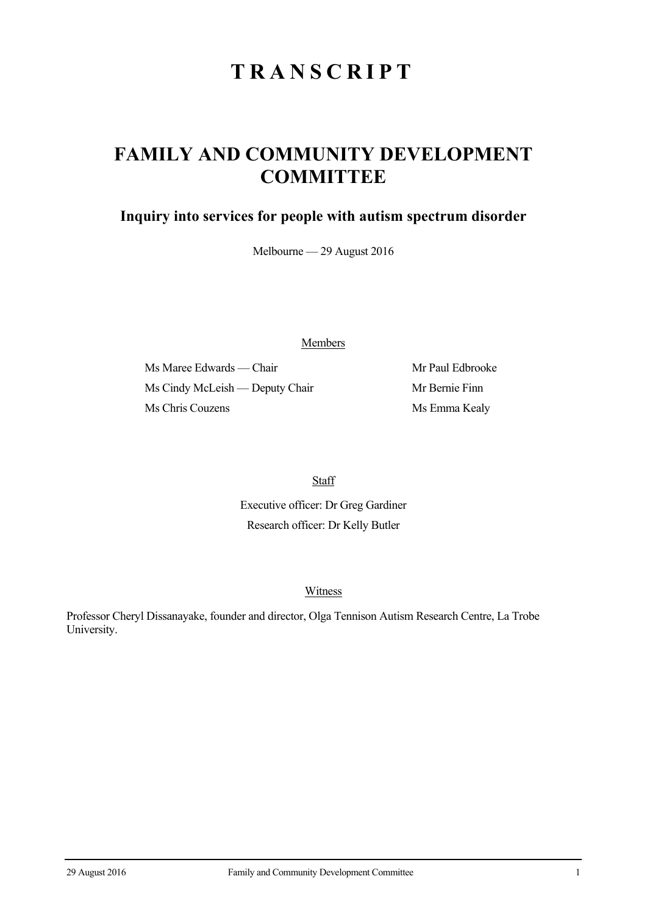# TRANSCRIPT

# FAMILY AND COMMUNITY DEVELOPMENT COMMITTEE

## Inquiry into services for people with autism spectrum disorder

Melbourne — 29 August 2016

Members

Ms Maree Edwards — Chair

Ms Cindy McLeish — Deputy Chair

Ms Chris Couzens

Mr Paul Edbrooke

Mr Bernie Finn

Ms Emma Kealy

Staff

Executive officer: Dr Greg Gardiner

Research officer: Dr Kelly Butler

Witness

Professor Cheryl Dissanayake, founder and director, Olga Tennison Autism Research Centre, La Trobe University.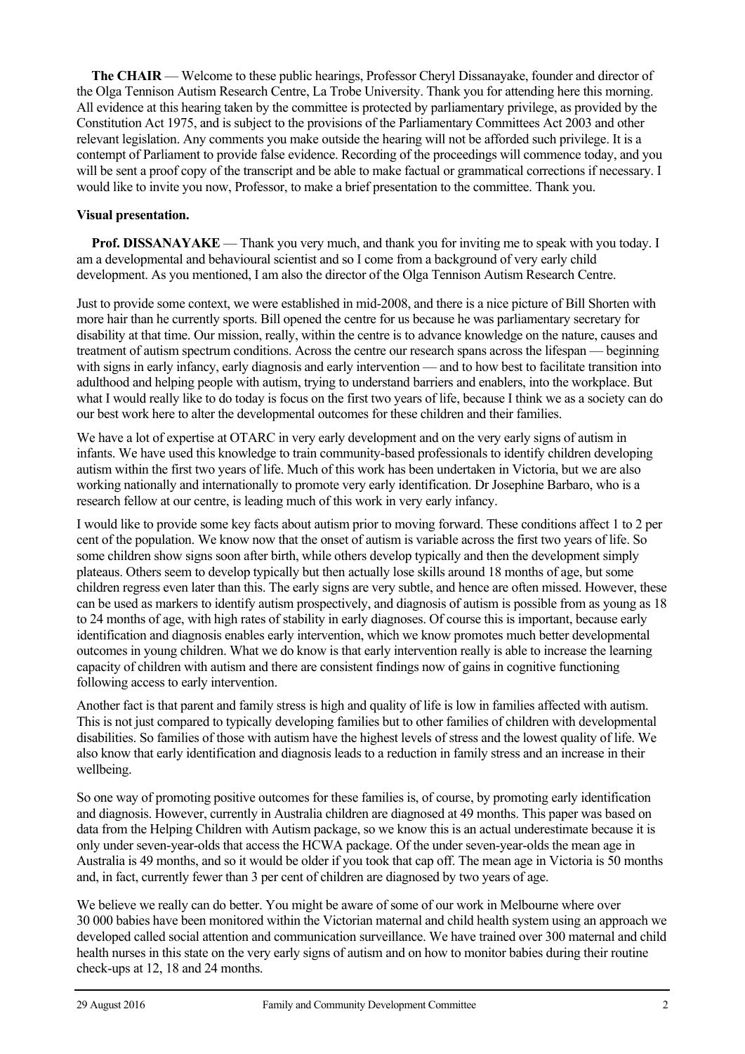**The CHAIR** — Welcome to these public hearings, Professor Cheryl Dissanayake, founder and director of the Olga Tennison Autism Research Centre, La Trobe University. Thank you for attending here this morning. All evidence at this hearing taken by the committee is protected by parliamentary privilege, as provided by the Constitution Act 1975, and is subject to the provisions of the Parliamentary Committees Act 2003 and other relevant legislation. Any comments you make outside the hearing will not be afforded such privilege. It is a contempt of Parliament to provide false evidence. Recording of the proceedings will commence today, and you will be sent a proof copy of the transcript and be able to make factual or grammatical corrections if necessary. I would like to invite you now, Professor, to make a brief presentation to the committee. Thank you.

**Visual presentation.**

**Prof. DISSANAYAKE** — Thank you very much, and thank you for inviting me to speak with you today. I am a developmental and behavioural scientist and so I come from a background of very early child development. As you mentioned, I am also the director of the Olga Tennison Autism Research Centre.

Just to provide some context, we were established in mid-2008, and there is a nice picture of Bill Shorten with more hair than he currently sports. Bill opened the centre for us because he was parliamentary secretary for disability at that time. Our mission, really, within the centre is to advance knowledge on the nature, causes and treatment of autism spectrum conditions. Across the centre our research spans across the lifespan — beginning with signs in early infancy, early diagnosis and early intervention — and to how best to facilitate transition into adulthood and helping people with autism, trying to understand barriers and enablers, into the workplace. But what I would really like to do today is focus on the first two years of life, because I think we as a society can do our best work here to alter the developmental outcomes for these children and their families.

We have a lot of expertise at OTARC in very early development and on the very early signs of autism in infants. We have used this knowledge to train community-based professionals to identify children developing autism within the first two years of life. Much of this work has been undertaken in Victoria, but we are also working nationally and internationally to promote very early identification. Dr Josephine Barbaro, who is a research fellow at our centre, is leading much of this work in very early infancy.

I would like to provide some key facts about autism prior to moving forward. These conditions affect 1 to 2 per cent of the population. We know now that the onset of autism is variable across the first two years of life. So some children show signs soon after birth, while others develop typically and then the development simply plateaus. Others seem to develop typically but then actually lose skills around 18 months of age, but some children regress even later than this. The early signs are very subtle, and hence are often missed. However, these can be used as markers to identify autism prospectively, and diagnosis of autism is possible from as young as 18 to 24 months of age, with high rates of stability in early diagnoses. Of course this is important, because early identification and diagnosis enables early intervention, which we know promotes much better developmental outcomes in young children. What we do know is that early intervention really is able to increase the learning capacity of children with autism and there are consistent findings now of gains in cognitive functioning following access to early intervention.

Another fact is that parent and family stress is high and quality of life is low in families affected with autism. This is not just compared to typically developing families but to other families of children with developmental disabilities. So families of those with autism have the highest levels of stress and the lowest quality of life. We also know that early identification and diagnosis leads to a reduction in family stress and an increase in their wellbeing.

So one way of promoting positive outcomes for these families is, of course, by promoting early identification and diagnosis. However, currently in Australia children are diagnosed at 49 months. This paper was based on data from the Helping Children with Autism package, so we know this is an actual underestimate because it is only under seven-year-olds that access the HCWA package. Of the under seven-year-olds the mean age in Australia is 49 months, and so it would be older if you took that cap off. The mean age in Victoria is 50 months and, in fact, currently fewer than 3 per cent of children are diagnosed by two years of age.

We believe we really can do better. You might be aware of some of our work in Melbourne where over 30 000 babies have been monitored within the Victorian maternal and child health system using an approach we developed called social attention and communication surveillance. We have trained over 300 maternal and child health nurses in this state on the very early signs of autism and on how to monitor babies during their routine check-ups at 12, 18 and 24 months.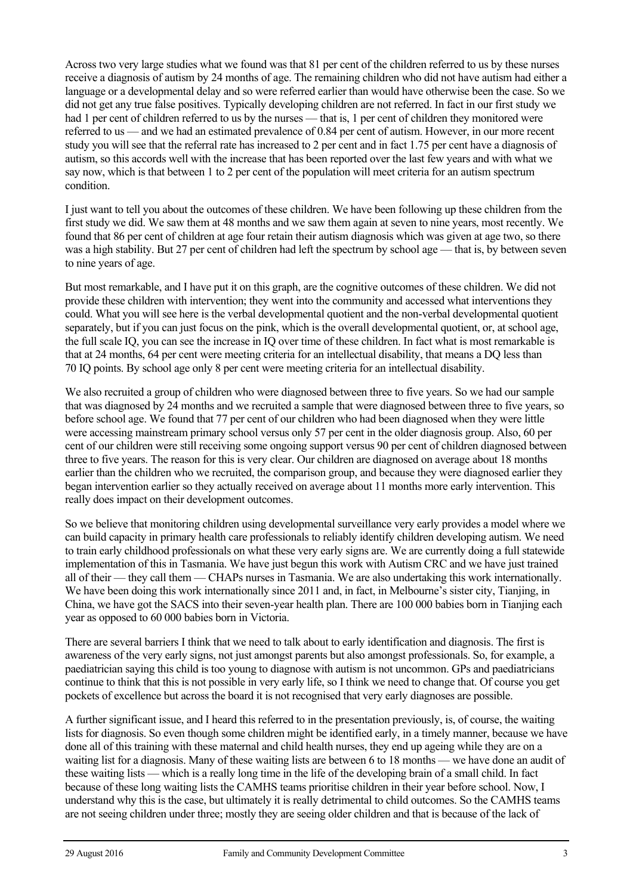Across two very large studies what we found was that 81 per cent of the children referred to us by these nurses receive a diagnosis of autism by 24 months of age. The remaining children who did not have autism had either a language or a developmental delay and so were referred earlier than would have otherwise been the case. So we did not get any true false positives. Typically developing children are not referred. In fact in our first study we had 1 per cent of children referred to us by the nurses — that is, 1 per cent of children they monitored were referred to us — and we had an estimated prevalence of 0.84 per cent of autism. However, in our more recent study you will see that the referral rate has increased to 2 per cent and in fact 1.75 per cent have a diagnosis of autism, so this accords well with the increase that has been reported over the last few years and with what we say now, which is that between 1 to 2 per cent of the population will meet criteria for an autism spectrum condition.

I just want to tell you about the outcomes of these children. We have been following up these children from the first study we did. We saw them at 48 months and we saw them again at seven to nine years, most recently. We found that 86 per cent of children at age four retain their autism diagnosis which was given at age two, so there was a high stability. But 27 per cent of children had left the spectrum by school age — that is, by between seven to nine years of age.

But most remarkable, and I have put it on this graph, are the cognitive outcomes of these children. We did not provide these children with intervention; they went into the community and accessed what interventions they could. What you will see here is the verbal developmental quotient and the non-verbal developmental quotient separately, but if you can just focus on the pink, which is the overall developmental quotient, or, at school age, the full scale IQ, you can see the increase in IQ over time of these children. In fact what is most remarkable is that at 24 months, 64 per cent were meeting criteria for an intellectual disability, that means a DQ less than 70 IQ points. By school age only 8 per cent were meeting criteria for an intellectual disability.

We also recruited a group of children who were diagnosed between three to five years. So we had our sample that was diagnosed by 24 months and we recruited a sample that were diagnosed between three to five years, so before school age. We found that 77 per cent of our children who had been diagnosed when they were little were accessing mainstream primary school versus only 57 per cent in the older diagnosis group. Also, 60 per cent of our children were still receiving some ongoing support versus 90 per cent of children diagnosed between three to five years. The reason for this is very clear. Our children are diagnosed on average about 18 months earlier than the children who we recruited, the comparison group, and because they were diagnosed earlier they began intervention earlier so they actually received on average about 11 months more early intervention. This really does impact on their development outcomes.

So we believe that monitoring children using developmental surveillance very early provides a model where we can build capacity in primary health care professionals to reliably identify children developing autism. We need to train early childhood professionals on what these very early signs are. We are currently doing a full statewide implementation of this in Tasmania. We have just begun this work with Autism CRC and we have just trained all of their — they call them — CHAPs nurses in Tasmania. We are also undertaking this work internationally. We have been doing this work internationally since 2011 and, in fact, in Melbourne's sister city, Tianjing, in China, we have got the SACS into their seven-year health plan. There are 100 000 babies born in Tianjing each year as opposed to 60 000 babies born in Victoria.

There are several barriers I think that we need to talk about to early identification and diagnosis. The first is awareness of the very early signs, not just amongst parents but also amongst professionals. So, for example, a paediatrician saying this child is too young to diagnose with autism is not uncommon. GPs and paediatricians continue to think that this is not possible in very early life, so I think we need to change that. Of course you get pockets of excellence but across the board it is not recognised that very early diagnoses are possible.

A further significant issue, and I heard this referred to in the presentation previously, is, of course, the waiting lists for diagnosis. So even though some children might be identified early, in a timely manner, because we have done all of this training with these maternal and child health nurses, they end up ageing while they are on a waiting list for a diagnosis. Many of these waiting lists are between 6 to 18 months — we have done an audit of these waiting lists — which is a really long time in the life of the developing brain of a small child. In fact because of these long waiting lists the CAMHS teams prioritise children in their year before school. Now, I understand why this is the case, but ultimately it is really detrimental to child outcomes. So the CAMHS teams are not seeing children under three; mostly they are seeing older children and that is because of the lack of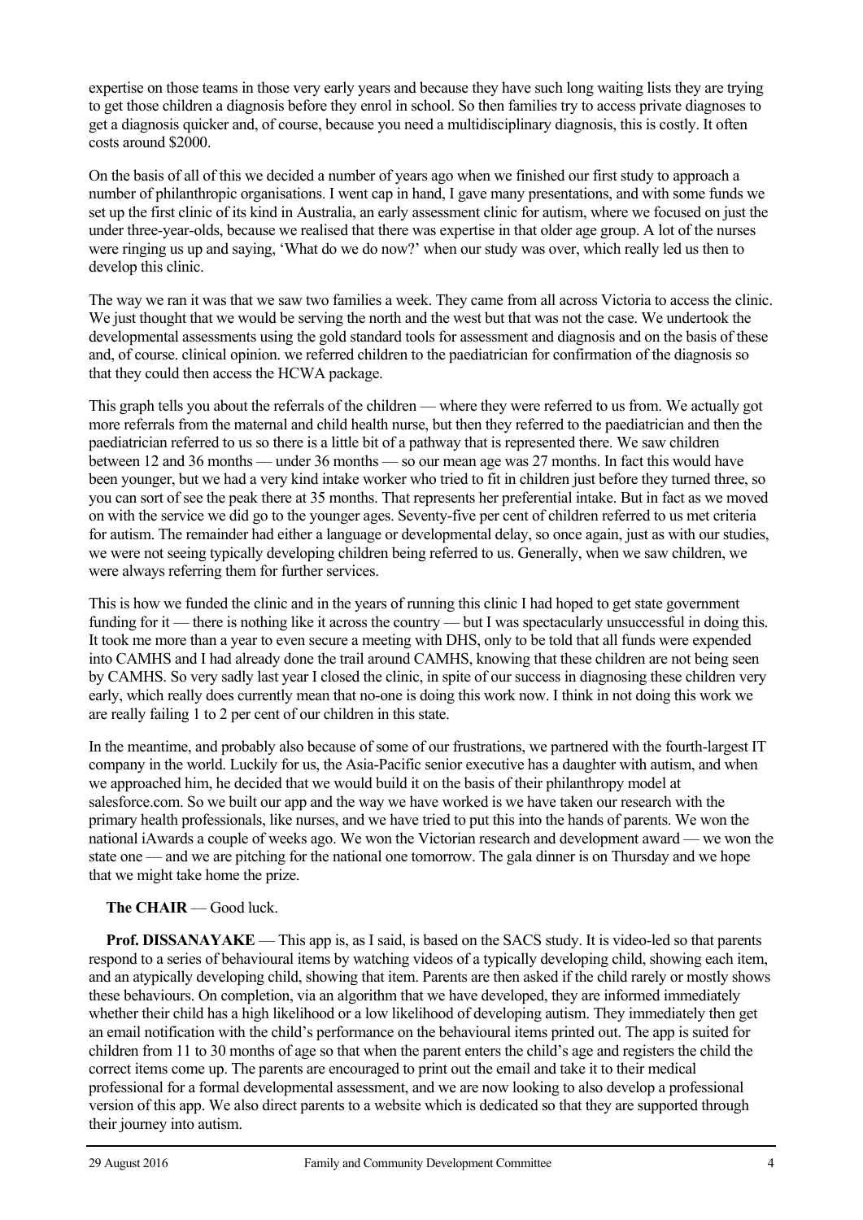expertise on those teams in those very early years and because they have such long waiting lists they are trying to get those children a diagnosis before they enrol in school. So then families try to access private diagnoses to get a diagnosis quicker and, of course, because you need a multidisciplinary diagnosis, this is costly. It often costs around $2000.

On the basis of all of this we decided a number of years ago when we finished our first study to approach a number of philanthropic organisations. I went cap in hand, I gave many presentations, and with some funds we set up the first clinic of its kind in Australia, an early assessment clinic for autism, where we focused on just the under three-year-olds, because we realised that there was expertise in that older age group. A lot of the nurses were ringing us up and saying, 'What do we do now?' when our study was over, which really led us then to develop this clinic.

The way we ran it was that we saw two families a week. They came from all across Victoria to access the clinic. We just thought that we would be serving the north and the west but that was not the case. We undertook the developmental assessments using the gold standard tools for assessment and diagnosis and on the basis of these and, of course. clinical opinion. we referred children to the paediatrician for confirmation of the diagnosis so that they could then access the HCWA package.

This graph tells you about the referrals of the children — where they were referred to us from. We actually got more referrals from the maternal and child health nurse, but then they referred to the paediatrician and then the paediatrician referred to us so there is a little bit of a pathway that is represented there. We saw children between 12 and 36 months — under 36 months — so our mean age was 27 months. In fact this would have been younger, but we had a very kind intake worker who tried to fit in children just before they turned three, so you can sort of see the peak there at 35 months. That represents her preferential intake. But in fact as we moved on with the service we did go to the younger ages. Seventy-five per cent of children referred to us met criteria for autism. The remainder had either a language or developmental delay, so once again, just as with our studies, we were not seeing typically developing children being referred to us. Generally, when we saw children, we were always referring them for further services.

This is how we funded the clinic and in the years of running this clinic I had hoped to get state government funding for it — there is nothing like it across the country — but I was spectacularly unsuccessful in doing this. It took me more than a year to even secure a meeting with DHS, only to be told that all funds were expended into CAMHS and I had already done the trail around CAMHS, knowing that these children are not being seen by CAMHS. So very sadly last year I closed the clinic, in spite of our success in diagnosing these children very early, which really does currently mean that no-one is doing this work now. I think in not doing this work we are really failing 1 to 2 per cent of our children in this state.

In the meantime, and probably also because of some of our frustrations, we partnered with the fourth-largest IT company in the world. Luckily for us, the Asia-Pacific senior executive has a daughter with autism, and when we approached him, he decided that we would build it on the basis of their philanthropy model at salesforce.com. So we built our app and the way we have worked is we have taken our research with the primary health professionals, like nurses, and we have tried to put this into the hands of parents. We won the national iAwards a couple of weeks ago. We won the Victorian research and development award — we won the state one — and we are pitching for the national one tomorrow. The gala dinner is on Thursday and we hope that we might take home the prize.

**The CHAIR** — Good luck.

**Prof. DISSANAYAKE** — This app is, as I said, is based on the SACS study. It is video-led so that parents respond to a series of behavioural items by watching videos of a typically developing child, showing each item, and an atypically developing child, showing that item. Parents are then asked if the child rarely or mostly shows these behaviours. On completion, via an algorithm that we have developed, they are informed immediately whether their child has a high likelihood or a low likelihood of developing autism. They immediately then get an email notification with the child's performance on the behavioural items printed out. The app is suited for children from 11 to 30 months of age so that when the parent enters the child's age and registers the child the correct items come up. The parents are encouraged to print out the email and take it to their medical professional for a formal developmental assessment, and we are now looking to also develop a professional version of this app. We also direct parents to a website which is dedicated so that they are supported through their journey into autism.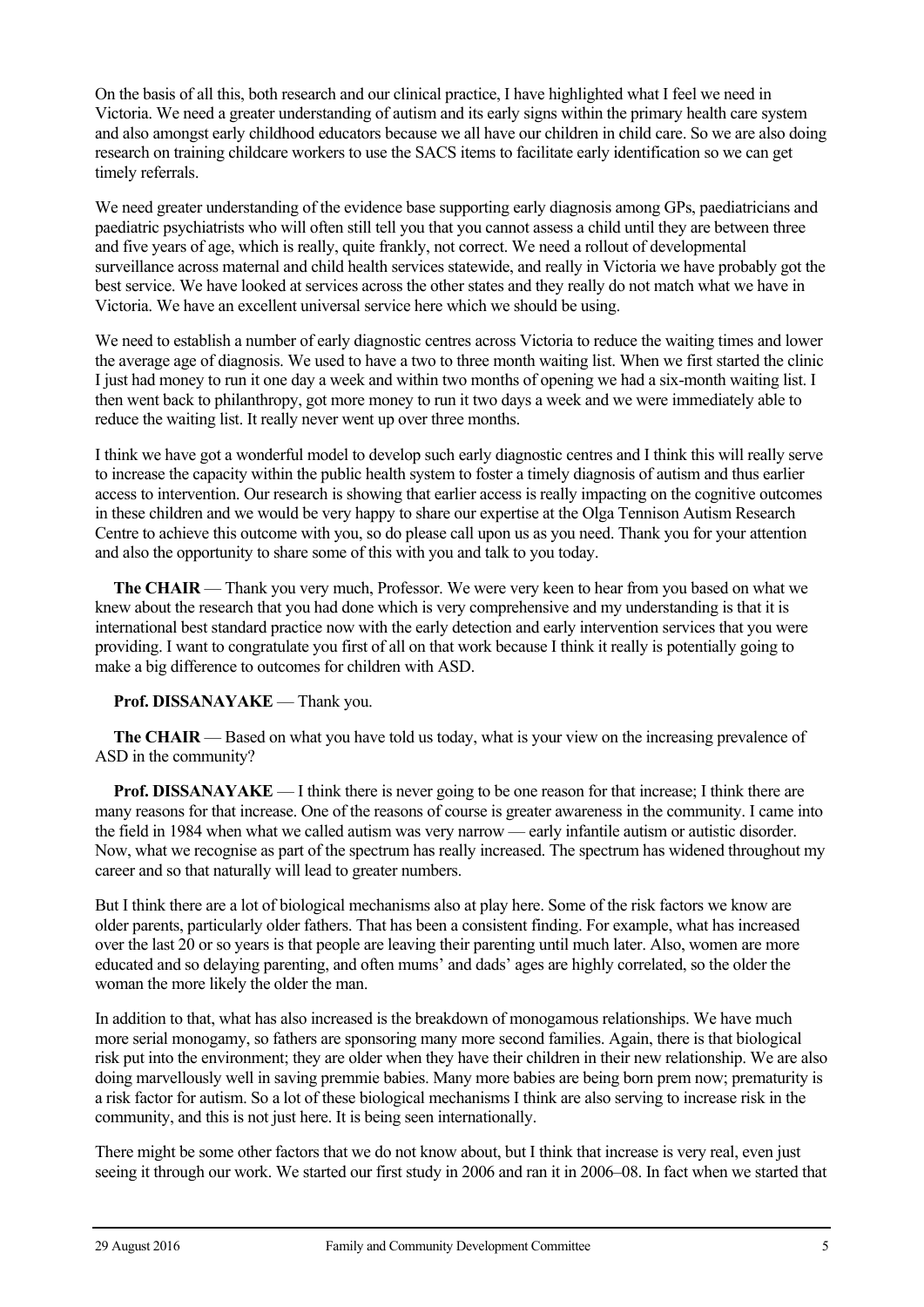On the basis of all this, both research and our clinical practice, I have highlighted what I feel we need in Victoria. We need a greater understanding of autism and its early signs within the primary health care system and also amongst early childhood educators because we all have our children in child care. So we are also doing research on training childcare workers to use the SACS items to facilitate early identification so we can get timely referrals.

We need greater understanding of the evidence base supporting early diagnosis among GPs, paediatricians and paediatric psychiatrists who will often still tell you that you cannot assess a child until they are between three and five years of age, which is really, quite frankly, not correct. We need a rollout of developmental surveillance across maternal and child health services statewide, and really in Victoria we have probably got the best service. We have looked at services across the other states and they really do not match what we have in Victoria. We have an excellent universal service here which we should be using.

We need to establish a number of early diagnostic centres across Victoria to reduce the waiting times and lower the average age of diagnosis. We used to have a two to three month waiting list. When we first started the clinic I just had money to run it one day a week and within two months of opening we had a six-month waiting list. I then went back to philanthropy, got more money to run it two days a week and we were immediately able to reduce the waiting list. It really never went up over three months.

I think we have got a wonderful model to develop such early diagnostic centres and I think this will really serve to increase the capacity within the public health system to foster a timely diagnosis of autism and thus earlier access to intervention. Our research is showing that earlier access is really impacting on the cognitive outcomes in these children and we would be very happy to share our expertise at the Olga Tennison Autism Research Centre to achieve this outcome with you, so do please call upon us as you need. Thank you for your attention and also the opportunity to share some of this with you and talk to you today.

**The CHAIR** — Thank you very much, Professor. We were very keen to hear from you based on what we knew about the research that you had done which is very comprehensive and my understanding is that it is international best standard practice now with the early detection and early intervention services that you were providing. I want to congratulate you first of all on that work because I think it really is potentially going to make a big difference to outcomes for children with ASD.

**Prof. DISSANAYAKE** — Thank you.

**The CHAIR** — Based on what you have told us today, what is your view on the increasing prevalence of ASD in the community?

**Prof. DISSANAYAKE** — I think there is never going to be one reason for that increase; I think there are many reasons for that increase. One of the reasons of course is greater awareness in the community. I came into the field in 1984 when what we called autism was very narrow — early infantile autism or autistic disorder. Now, what we recognise as part of the spectrum has really increased. The spectrum has widened throughout my career and so that naturally will lead to greater numbers.

But I think there are a lot of biological mechanisms also at play here. Some of the risk factors we know are older parents, particularly older fathers. That has been a consistent finding. For example, what has increased over the last 20 or so years is that people are leaving their parenting until much later. Also, women are more educated and so delaying parenting, and often mums' and dads' ages are highly correlated, so the older the woman the more likely the older the man.

In addition to that, what has also increased is the breakdown of monogamous relationships. We have much more serial monogamy, so fathers are sponsoring many more second families. Again, there is that biological risk put into the environment; they are older when they have their children in their new relationship. We are also doing marvellously well in saving premmie babies. Many more babies are being born prem now; prematurity is a risk factor for autism. So a lot of these biological mechanisms I think are also serving to increase risk in the community, and this is not just here. It is being seen internationally.

There might be some other factors that we do not know about, but I think that increase is very real, even just seeing it through our work. We started our first study in 2006 and ran it in 2006–08. In fact when we started that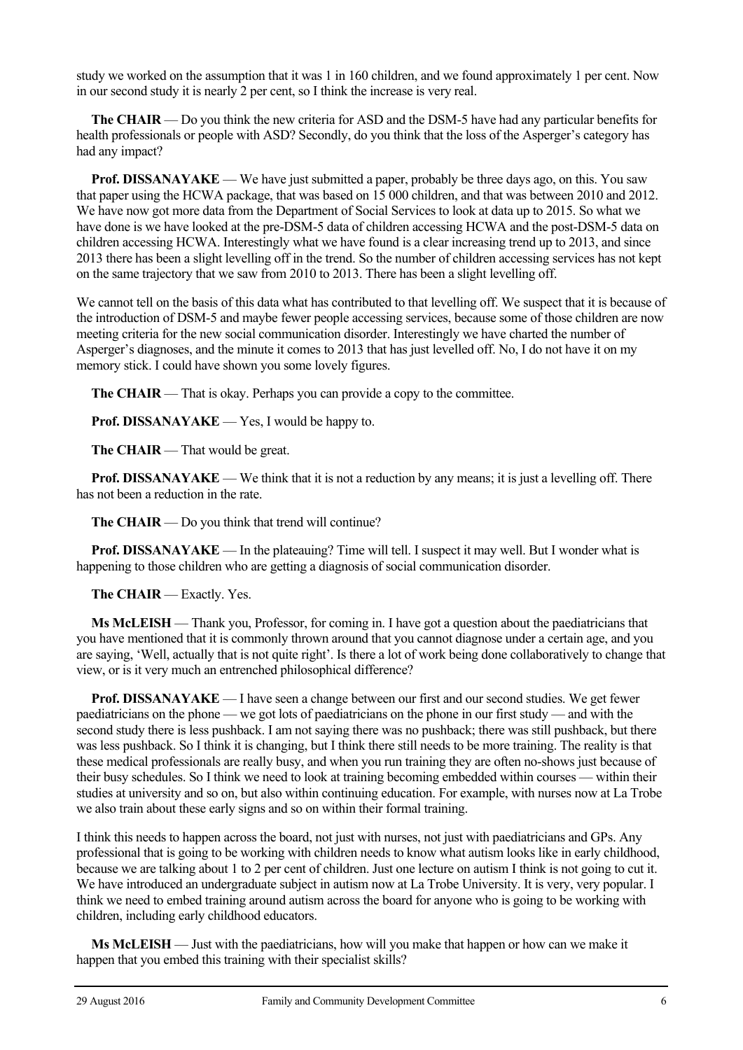study we worked on the assumption that it was 1 in 160 children, and we found approximately 1 per cent. Now in our second study it is nearly 2 per cent, so I think the increase is very real.

**The CHAIR** — Do you think the new criteria for ASD and the DSM-5 have had any particular benefits for health professionals or people with ASD? Secondly, do you think that the loss of the Asperger's category has had any impact?

**Prof. DISSANAYAKE** — We have just submitted a paper, probably be three days ago, on this. You saw that paper using the HCWA package, that was based on 15 000 children, and that was between 2010 and 2012. We have now got more data from the Department of Social Services to look at data up to 2015. So what we have done is we have looked at the pre-DSM-5 data of children accessing HCWA and the post-DSM-5 data on children accessing HCWA. Interestingly what we have found is a clear increasing trend up to 2013, and since 2013 there has been a slight levelling off in the trend. So the number of children accessing services has not kept on the same trajectory that we saw from 2010 to 2013. There has been a slight levelling off.

We cannot tell on the basis of this data what has contributed to that levelling off. We suspect that it is because of the introduction of DSM-5 and maybe fewer people accessing services, because some of those children are now meeting criteria for the new social communication disorder. Interestingly we have charted the number of Asperger's diagnoses, and the minute it comes to 2013 that has just levelled off. No, I do not have it on my memory stick. I could have shown you some lovely figures.

**The CHAIR** — That is okay. Perhaps you can provide a copy to the committee.

**Prof. DISSANAYAKE** — Yes, I would be happy to.

**The CHAIR** — That would be great.

**Prof. DISSANAYAKE** — We think that it is not a reduction by any means; it is just a levelling off. There has not been a reduction in the rate.

**The CHAIR** — Do you think that trend will continue?

**Prof. DISSANAYAKE** — In the plateauing? Time will tell. I suspect it may well. But I wonder what is happening to those children who are getting a diagnosis of social communication disorder.

**The CHAIR** — Exactly. Yes.

**Ms McLEISH** — Thank you, Professor, for coming in. I have got a question about the paediatricians that you have mentioned that it is commonly thrown around that you cannot diagnose under a certain age, and you are saying, 'Well, actually that is not quite right'. Is there a lot of work being done collaboratively to change that view, or is it very much an entrenched philosophical difference?

**Prof. DISSANAYAKE** — I have seen a change between our first and our second studies. We get fewer paediatricians on the phone — we got lots of paediatricians on the phone in our first study — and with the second study there is less pushback. I am not saying there was no pushback; there was still pushback, but there was less pushback. So I think it is changing, but I think there still needs to be more training. The reality is that these medical professionals are really busy, and when you run training they are often no-shows just because of their busy schedules. So I think we need to look at training becoming embedded within courses — within their studies at university and so on, but also within continuing education. For example, with nurses now at La Trobe we also train about these early signs and so on within their formal training.

I think this needs to happen across the board, not just with nurses, not just with paediatricians and GPs. Any professional that is going to be working with children needs to know what autism looks like in early childhood, because we are talking about 1 to 2 per cent of children. Just one lecture on autism I think is not going to cut it. We have introduced an undergraduate subject in autism now at La Trobe University. It is very, very popular. I think we need to embed training around autism across the board for anyone who is going to be working with children, including early childhood educators.

**Ms McLEISH** — Just with the paediatricians, how will you make that happen or how can we make it happen that you embed this training with their specialist skills?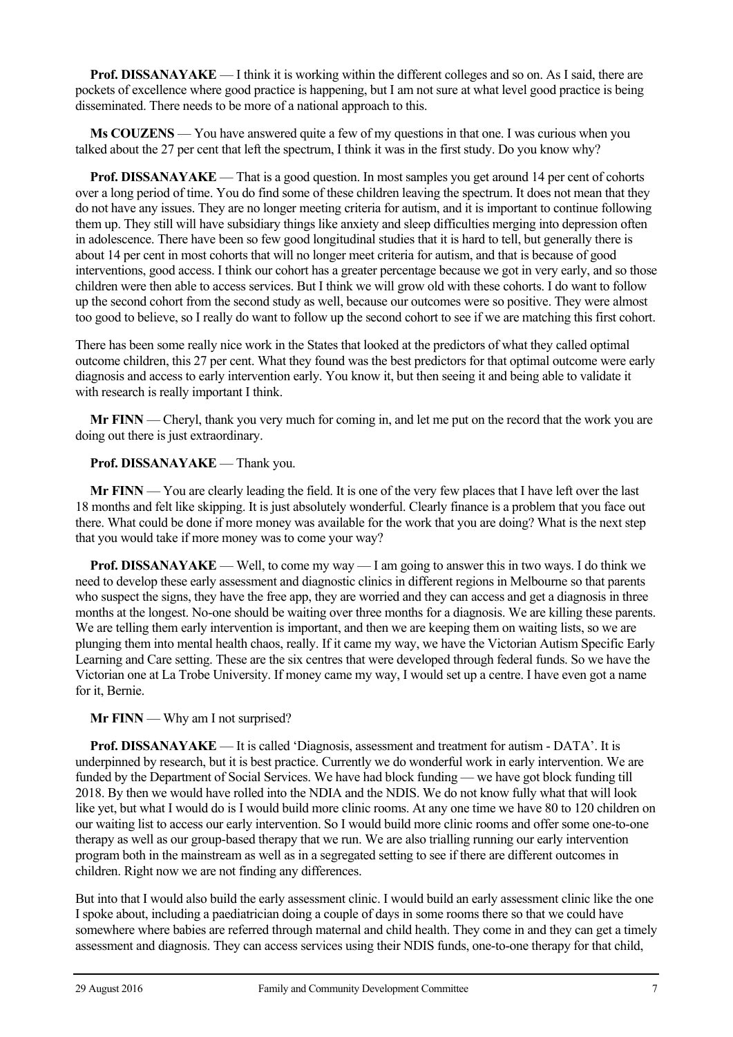**Prof. DISSANAYAKE** — I think it is working within the different colleges and so on. As I said, there are pockets of excellence where good practice is happening, but I am not sure at what level good practice is being disseminated. There needs to be more of a national approach to this.

**Ms COUZENS** — You have answered quite a few of my questions in that one. I was curious when you talked about the 27 per cent that left the spectrum, I think it was in the first study. Do you know why?

**Prof. DISSANAYAKE** — That is a good question. In most samples you get around 14 per cent of cohorts over a long period of time. You do find some of these children leaving the spectrum. It does not mean that they do not have any issues. They are no longer meeting criteria for autism, and it is important to continue following them up. They still will have subsidiary things like anxiety and sleep difficulties merging into depression often in adolescence. There have been so few good longitudinal studies that it is hard to tell, but generally there is about 14 per cent in most cohorts that will no longer meet criteria for autism, and that is because of good interventions, good access. I think our cohort has a greater percentage because we got in very early, and so those children were then able to access services. But I think we will grow old with these cohorts. I do want to follow up the second cohort from the second study as well, because our outcomes were so positive. They were almost too good to believe, so I really do want to follow up the second cohort to see if we are matching this first cohort.

There has been some really nice work in the States that looked at the predictors of what they called optimal outcome children, this 27 per cent. What they found was the best predictors for that optimal outcome were early diagnosis and access to early intervention early. You know it, but then seeing it and being able to validate it with research is really important I think.

**Mr FINN** — Cheryl, thank you very much for coming in, and let me put on the record that the work you are doing out there is just extraordinary.

**Prof. DISSANAYAKE** — Thank you.

**Mr FINN** — You are clearly leading the field. It is one of the very few places that I have left over the last 18 months and felt like skipping. It is just absolutely wonderful. Clearly finance is a problem that you face out there. What could be done if more money was available for the work that you are doing? What is the next step that you would take if more money was to come your way?

**Prof. DISSANAYAKE** — Well, to come my way — I am going to answer this in two ways. I do think we need to develop these early assessment and diagnostic clinics in different regions in Melbourne so that parents who suspect the signs, they have the free app, they are worried and they can access and get a diagnosis in three months at the longest. No-one should be waiting over three months for a diagnosis. We are killing these parents. We are telling them early intervention is important, and then we are keeping them on waiting lists, so we are plunging them into mental health chaos, really. If it came my way, we have the Victorian Autism Specific Early Learning and Care setting. These are the six centres that were developed through federal funds. So we have the Victorian one at La Trobe University. If money came my way, I would set up a centre. I have even got a name for it, Bernie.

**Mr FINN** — Why am I not surprised?

**Prof. DISSANAYAKE** — It is called 'Diagnosis, assessment and treatment for autism - DATA'. It is underpinned by research, but it is best practice. Currently we do wonderful work in early intervention. We are funded by the Department of Social Services. We have had block funding — we have got block funding till 2018. By then we would have rolled into the NDIA and the NDIS. We do not know fully what that will look like yet, but what I would do is I would build more clinic rooms. At any one time we have 80 to 120 children on our waiting list to access our early intervention. So I would build more clinic rooms and offer some one-to-one therapy as well as our group-based therapy that we run. We are also trialling running our early intervention program both in the mainstream as well as in a segregated setting to see if there are different outcomes in children. Right now we are not finding any differences.

But into that I would also build the early assessment clinic. I would build an early assessment clinic like the one I spoke about, including a paediatrician doing a couple of days in some rooms there so that we could have somewhere where babies are referred through maternal and child health. They come in and they can get a timely assessment and diagnosis. They can access services using their NDIS funds, one-to-one therapy for that child,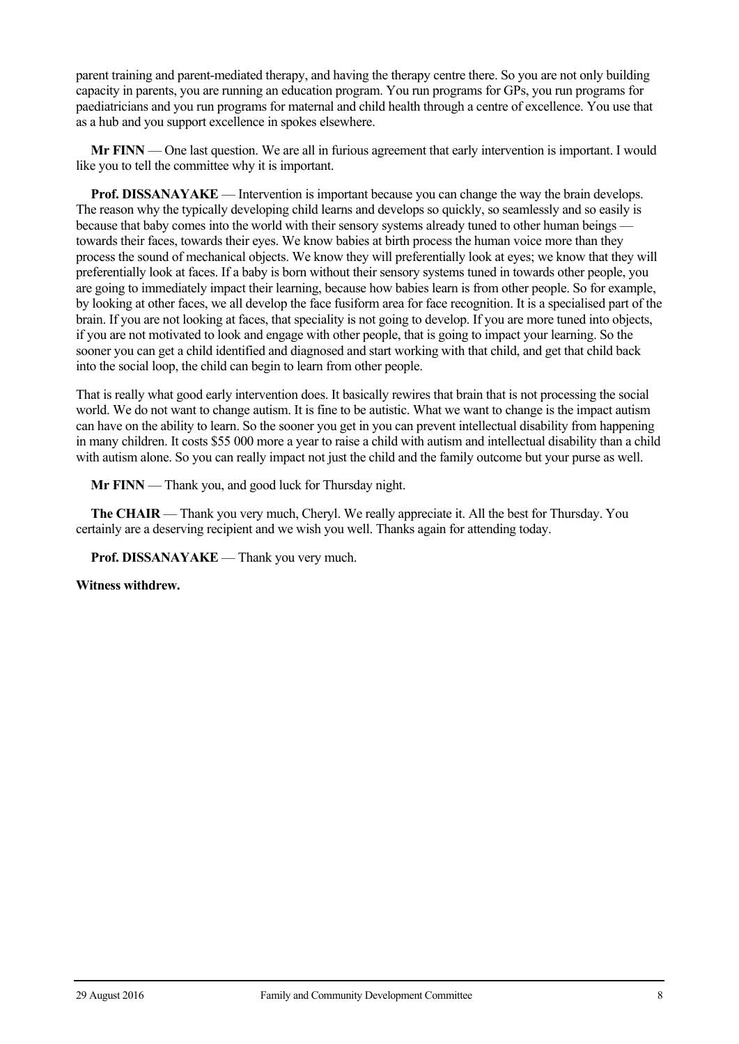parent training and parent-mediated therapy, and having the therapy centre there. So you are not only building capacity in parents, you are running an education program. You run programs for GPs, you run programs for paediatricians and you run programs for maternal and child health through a centre of excellence. You use that as a hub and you support excellence in spokes elsewhere.

**Mr FINN** — One last question. We are all in furious agreement that early intervention is important. I would like you to tell the committee why it is important.

**Prof. DISSANAYAKE** — Intervention is important because you can change the way the brain develops. The reason why the typically developing child learns and develops so quickly, so seamlessly and so easily is because that baby comes into the world with their sensory systems already tuned to other human beings — towards their faces, towards their eyes. We know babies at birth process the human voice more than they process the sound of mechanical objects. We know they will preferentially look at eyes; we know that they will preferentially look at faces. If a baby is born without their sensory systems tuned in towards other people, you are going to immediately impact their learning, because how babies learn is from other people. So for example, by looking at other faces, we all develop the face fusiform area for face recognition. It is a specialised part of the brain. If you are not looking at faces, that speciality is not going to develop. If you are more tuned into objects, if you are not motivated to look and engage with other people, that is going to impact your learning. So the sooner you can get a child identified and diagnosed and start working with that child, and get that child back into the social loop, the child can begin to learn from other people.

That is really what good early intervention does. It basically rewires that brain that is not processing the social world. We do not want to change autism. It is fine to be autistic. What we want to change is the impact autism can have on the ability to learn. So the sooner you get in you can prevent intellectual disability from happening in many children. It costs $55 000 more a year to raise a child with autism and intellectual disability than a child with autism alone. So you can really impact not just the child and the family outcome but your purse as well.

**Mr FINN** — Thank you, and good luck for Thursday night.

**The CHAIR** — Thank you very much, Cheryl. We really appreciate it. All the best for Thursday. You certainly are a deserving recipient and we wish you well. Thanks again for attending today.

**Prof. DISSANAYAKE** — Thank you very much.

**Witness withdrew.**